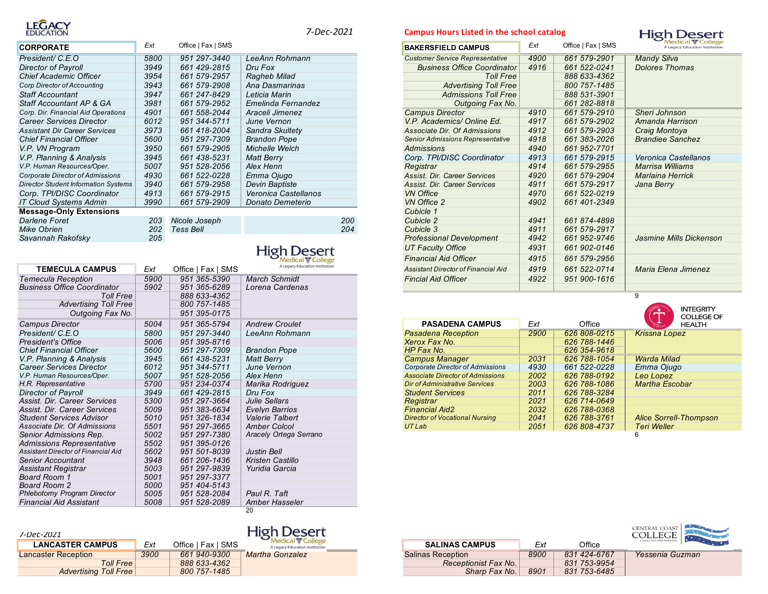LEGACY EDUCATION

7-Dec-2021

| CORPORATE | Ext | Office \| Fax \| SMS | |
|---|---|---|---|
| President/ C.E.O | 5800 | 951 297-3440 | LeeAnn Rohmann |
| Director of Payroll | 3949 | 661 429-2815 | Dru Fox |
| Chief Academic Officer | 3954 | 661 579-2957 | Ragheb Milad |
| Corp Director of Accounting | 3943 | 661 579-2908 | Ana Dasmarinas |
| Staff Accountant | 3947 | 661 247-8429 | Leticia Marin |
| Staff Accountant AP & GA | 3981 | 661 579-2952 | Emelinda Fernandez |
| Corp. Dir. Financial Aid Operations | 4901 | 661 558-2044 | Araceli Jimenez |
| Career Services Director | 6012 | 951 344-5711 | June Vernon |
| Assistant Dir Career Services | 3973 | 661 418-2004 | Sandra Skultety |
| Chief Financial Officer | 5600 | 951 297-7309 | Brandon Pope |
| V.P. VN Program | 3950 | 661 579-2905 | Michelle Welch |
| V.P. Planning & Analysis | 3945 | 661 438-5231 | Matt Berry |
| V.P. Human Resources/Oper. | 5007 | 951 528-2056 | Alex Henn |
| Corporate Director of Admissions | 4930 | 661 522-0228 | Emma Ojugo |
| Director Student Information Systems | 3940 | 661 579-2958 | Devin Baptiste |
| Corp. TPI/DISC Coordinator | 4913 | 661 579-2915 | Veronica Castellanos |
| IT Cloud Systems Admin | 3990 | 661 579-2909 | Donato Demeterio |

**Message-Only Extensions**

| Name | Ext | Name | Ext |
|---|---|---|---|
| Darlene Foret | 203 | Nicole Joseph | 200 |
| Mike Obrien | 202 | Tess Bell | 204 |
| Savannah Rakofsky | 205 | | |

High Desert Medical College — A Legacy Education Institution

| TEMECULA CAMPUS | Ext | Office \| Fax \| SMS | |
|---|---|---|---|
| Temecula Reception | 5900 | 951 365-5390 | March Schmidt |
| Business Office Coordinator | 5902 | 951 365-6289 | Lorena Cardenas |
| Toll Free | | 888 633-4362 | |
| Advertising Toll Free | | 800 757-1485 | |
| Outgoing Fax No. | | 951 395-0175 | |
| Campus Director | 5004 | 951 365-5794 | Andrew Croulet |
| President/ C.E.O | 5800 | 951 297-3440 | LeeAnn Rohmann |
| President's Office | 5006 | 951 395-8716 | |
| Chief Financial Officer | 5600 | 951 297-7309 | Brandon Pope |
| V.P. Planning & Analysis | 3945 | 661 438-5231 | Matt Berry |
| Career Services Director | 6012 | 951 344-5711 | June Vernon |
| V.P. Human Resources/Oper. | 5007 | 951 528-2056 | Alex Henn |
| H.R. Representative | 5700 | 951 234-0374 | Marika Rodriguez |
| Director of Payroll | 3949 | 661 429-2815 | Dru Fox |
| Assist. Dir. Career Services | 5300 | 951 297-3664 | Julie Sellars |
| Assist. Dir. Career Services | 5009 | 951 383-6634 | Evelyn Barrios |
| Student Services Advisor | 5010 | 951 326-1834 | Valerie Talbert |
| Associate Dir. Of Admissions | 5501 | 951 297-3665 | Amber Colcol |
| Senior Admissions Rep. | 5002 | 951 297-7380 | Aracely Ortega Serrano |
| Admissions Representative | 5502 | 951 395-0126 | |
| Assistant Director of Financial Aid | 5602 | 951 501-8039 | Justin Bell |
| Senior Accountant | 3948 | 661 206-1436 | Kristen Castillo |
| Assistant Registrar | 5003 | 951 297-9839 | Yuridia Garcia |
| Board Room 1 | 5001 | 951 297-3377 | |
| Board Room 2 | 5000 | 951 404-5143 | |
| Phlebotomy Program Director | 5005 | 951 528-2084 | Paul R. Taft |
| Financial Aid Assistant | 5008 | 951 528-2089 | Amber Hasseler |

20

7-Dec-2021

High Desert Medical College — A Legacy Education Institution

| LANCASTER CAMPUS | Ext | Office \| Fax \| SMS | |
|---|---|---|---|
| Lancaster Reception | 3900 | 661 940-9300 | Martha Gonzalez |
| Toll Free | | 888 633-4362 | |
| Advertising Toll Free | | 800 757-1485 | |

**Campus Hours Listed in the school catalog**

High Desert Medical College — A Legacy Education Institution

| BAKERSFIELD CAMPUS | Ext | Office \| Fax \| SMS | |
|---|---|---|---|
| Customer Service Representative | 4900 | 661 579-2901 | Mandy Silva |
| Business Office Coordinator | 4916 | 661 522-0241 | Dolores Thomas |
| Toll Free | | 888 633-4362 | |
| Advertising Toll Free | | 800 757-1485 | |
| Admissions Toll Free | | 888 531-3901 | |
| Outgoing Fax No. | | 661 282-8818 | |
| Campus Director | 4910 | 661 579-2910 | Sheri Johnson |
| V.P. Academics/ Online Ed. | 4917 | 661 579-2902 | Amanda Harrison |
| Associate Dir. Of Admissions | 4912 | 661 579-2903 | Craig Montoya |
| Senior Admissions Representative | 4918 | 661 383-2026 | Brandiee Sanchez |
| Admissions | 4940 | 661 952-7701 | |
| Corp. TPI/DISC Coordinator | 4913 | 661 579-2915 | Veronica Castellanos |
| Registrar | 4914 | 661 579-2955 | Marrisa Williams |
| Assist. Dir. Career Services | 4920 | 661 579-2904 | Marlaina Herrick |
| Assist. Dir. Career Services | 4911 | 661 579-2917 | Jana Berry |
| VN Office | 4970 | 661 522-0219 | |
| VN Office 2 | 4902 | 661 401-2349 | |
| Cubicle 1 | | | |
| Cubicle 2 | 4941 | 661 874-4898 | |
| Cubicle 3 | 4911 | 661 579-2917 | |
| Professional Development | 4942 | 661 952-9746 | Jasmine Mills Dickenson |
| UT Faculty Office | 4931 | 661 902-0146 | |
| Financial Aid Officer | 4915 | 661 579-2956 | |
| Assistant Director of Financial Aid | 4919 | 661 522-0714 | Maria Elena Jimenez |
| Fincial Aid Officer | 4922 | 951 900-1616 | |

9

INTEGRITY COLLEGE OF HEALTH

| PASADENA CAMPUS | Ext | Office | |
|---|---|---|---|
| Pasadena Reception | 2900 | 626 808-0215 | Krissna Lopez |
| Xerox Fax No. | | 626 788-1446 | |
| HP Fax No. | | 626 354-9618 | |
| Campus Manager | 2031 | 626 788-1054 | Warda Milad |
| Corporate Director of Admissions | 4930 | 661 522-0228 | Emma Ojugo |
| Associate Director of Admissions | 2002 | 626 788-0192 | Leo Lopez |
| Dir of Administrative Services | 2003 | 626 788-1086 | Martha Escobar |
| Student Services | 2011 | 626 788-3284 | |
| Registrar | 2021 | 626 714-0649 | |
| Financial Aid2 | 2032 | 626 788-0368 | |
| Director of Vocational Nursing | 2041 | 626 788-3761 | Alice Sorrell-Thompson |
| UT Lab | 2051 | 626 808-4737 | Teri Weller |

6

CENTRAL COAST COLLEGE — A Legacy Education Institution

| SALINAS CAMPUS | Ext | Office | |
|---|---|---|---|
| Salinas Reception | 8900 | 831 424-6767 | Yessenia Guzman |
| Receptionist Fax No. | | 831 753-9954 | |
| Sharp Fax No. | 8901 | 831 753-6485 | |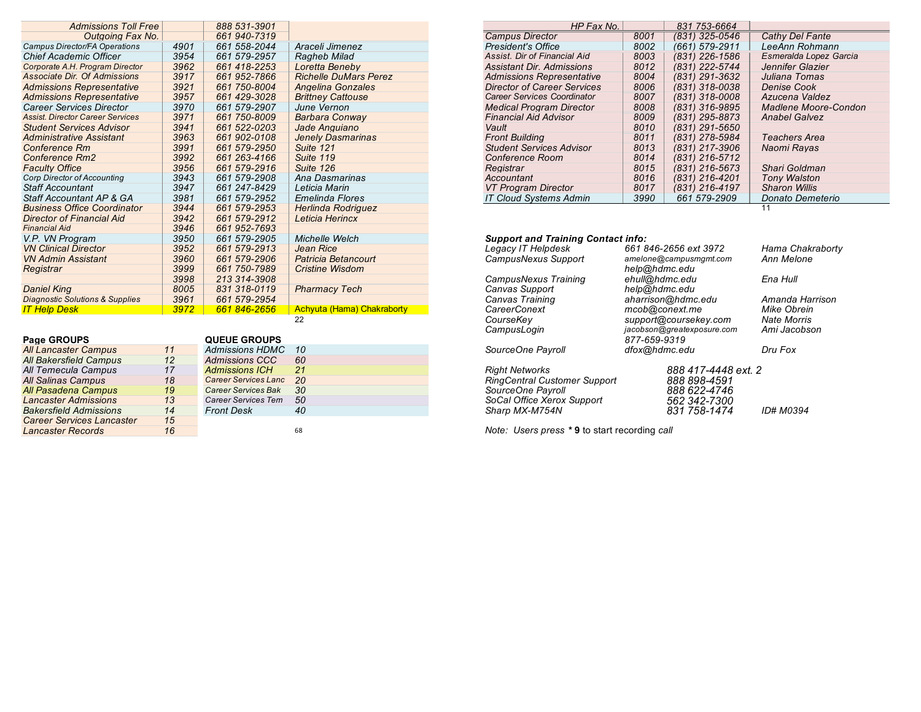| | | | |
|---|---|---|---|
| Admissions Toll Free | | 888 531-3901 | |
| Outgoing Fax No. | | 661 940-7319 | |
| Campus Director/FA Operations | 4901 | 661 558-2044 | Araceli Jimenez |
| Chief Academic Officer | 3954 | 661 579-2957 | Ragheb Milad |
| Corporate A.H. Program Director | 3962 | 661 418-2253 | Loretta Beneby |
| Associate Dir. Of Admissions | 3917 | 661 952-7866 | Richelle DuMars Perez |
| Admissions Representative | 3921 | 661 750-8004 | Angelina Gonzales |
| Admissions Representative | 3957 | 661 429-3028 | Brittney Cattouse |
| Career Services Director | 3970 | 661 579-2907 | June Vernon |
| Assist. Director Career Services | 3971 | 661 750-8009 | Barbara Conway |
| Student Services Advisor | 3941 | 661 522-0203 | Jade Anguiano |
| Administrative Assistant | 3963 | 661 902-0108 | Jenely Dasmarinas |
| Conference Rm | 3991 | 661 579-2950 | Suite 121 |
| Conference Rm2 | 3992 | 661 263-4166 | Suite 119 |
| Faculty Office | 3956 | 661 579-2916 | Suite 126 |
| Corp Director of Accounting | 3943 | 661 579-2908 | Ana Dasmarinas |
| Staff Accountant | 3947 | 661 247-8429 | Leticia Marin |
| Staff Accountant AP & GA | 3981 | 661 579-2952 | Emelinda Flores |
| Business Office Coordinator | 3944 | 661 579-2953 | Herlinda Rodriguez |
| Director of Financial Aid | 3942 | 661 579-2912 | Leticia Herincx |
| Financial Aid | 3946 | 661 952-7693 | |
| V.P. VN Program | 3950 | 661 579-2905 | Michelle Welch |
| VN Clinical Director | 3952 | 661 579-2913 | Jean Rice |
| VN Admin Assistant | 3960 | 661 579-2906 | Patricia Betancourt |
| Registrar | 3999 | 661 750-7989 | Cristine Wisdom |
| | 3998 | 213 314-3908 | |
| Daniel King | 8005 | 831 318-0119 | Pharmacy Tech |
| Diagnostic Solutions & Supplies | 3961 | 661 579-2954 | |
| IT Help Desk | 3972 | 661 846-2656 | Achyuta (Hama) Chakraborty |

22

| Page GROUPS | |
|---|---|
| All Lancaster Campus | 11 |
| All Bakersfield Campus | 12 |
| All Temecula Campus | 17 |
| All Salinas Campus | 18 |
| All Pasadena Campus | 19 |
| Lancaster Admissions | 13 |
| Bakersfield Admissions | 14 |
| Career Services Lancaster | 15 |
| Lancaster Records | 16 |

| QUEUE GROUPS | |
|---|---|
| Admissions HDMC | 10 |
| Admissions CCC | 60 |
| Admissions ICH | 21 |
| Career Services Lanc | 20 |
| Career Services Bak | 30 |
| Career Services Tem | 50 |
| Front Desk | 40 |

68

| | | | |
|---|---|---|---|
| HP Fax No. | | 831 753-6664 | |
| Campus Director | 8001 | (831) 325-0546 | Cathy Del Fante |
| President's Office | 8002 | (661) 579-2911 | LeeAnn Rohmann |
| Assist. Dir of Financial Aid | 8003 | (831) 226-1586 | Esmeralda Lopez Garcia |
| Assistant Dir. Admissions | 8012 | (831) 222-5744 | Jennifer Glazier |
| Admissions Representative | 8004 | (831) 291-3632 | Juliana Tomas |
| Director of Career Services | 8006 | (831) 318-0038 | Denise Cook |
| Career Services Coordinator | 8007 | (831) 318-0008 | Azucena Valdez |
| Medical Program Director | 8008 | (831) 316-9895 | Madlene Moore-Condon |
| Financial Aid Advisor | 8009 | (831) 295-8873 | Anabel Galvez |
| Vault | 8010 | (831) 291-5650 | |
| Front Building | 8011 | (831) 278-5984 | Teachers Area |
| Student Services Advisor | 8013 | (831) 217-3906 | Naomi Rayas |
| Conference Room | 8014 | (831) 216-5712 | |
| Registrar | 8015 | (831) 216-5673 | Shari Goldman |
| Accountant | 8016 | (831) 216-4201 | Tony Walston |
| VT Program Director | 8017 | (831) 216-4197 | Sharon Willis |
| IT Cloud Systems Admin | 3990 | 661 579-2909 | Donato Demeterio |

11

**Support and Training Contact info:**

| | | |
|---|---|---|
| Legacy IT Helpdesk | 661 846-2656 ext 3972 | Hama Chakraborty |
| CampusNexus Support | amelone@campusmgmt.com<br>help@hdmc.edu | Ann Melone |
| CampusNexus Training | ehull@hdmc.edu | Ena Hull |
| Canvas Support | help@hdmc.edu | |
| Canvas Training | aharrison@hdmc.edu | Amanda Harrison |
| CareerConext | mcob@conext.me | Mike Obrein |
| CourseKey | support@coursekey.com | Nate Morris |
| CampusLogin | jacobson@greatexposure.com<br>877-659-9319 | Ami Jacobson |
| SourceOne Payroll | dfox@hdmc.edu | Dru Fox |

| | | |
|---|---|---|
| Right Networks | 888 417-4448 ext. 2 | |
| RingCentral Customer Support | 888 898-4591 | |
| SourceOne Payroll | 888 622-4746 | |
| SoCal Office Xerox Support | 562 342-7300 | |
| Sharp MX-M754N | 831 758-1474 | ID# M0394 |

*Note: Users press* **\* 9** to start recording *call*